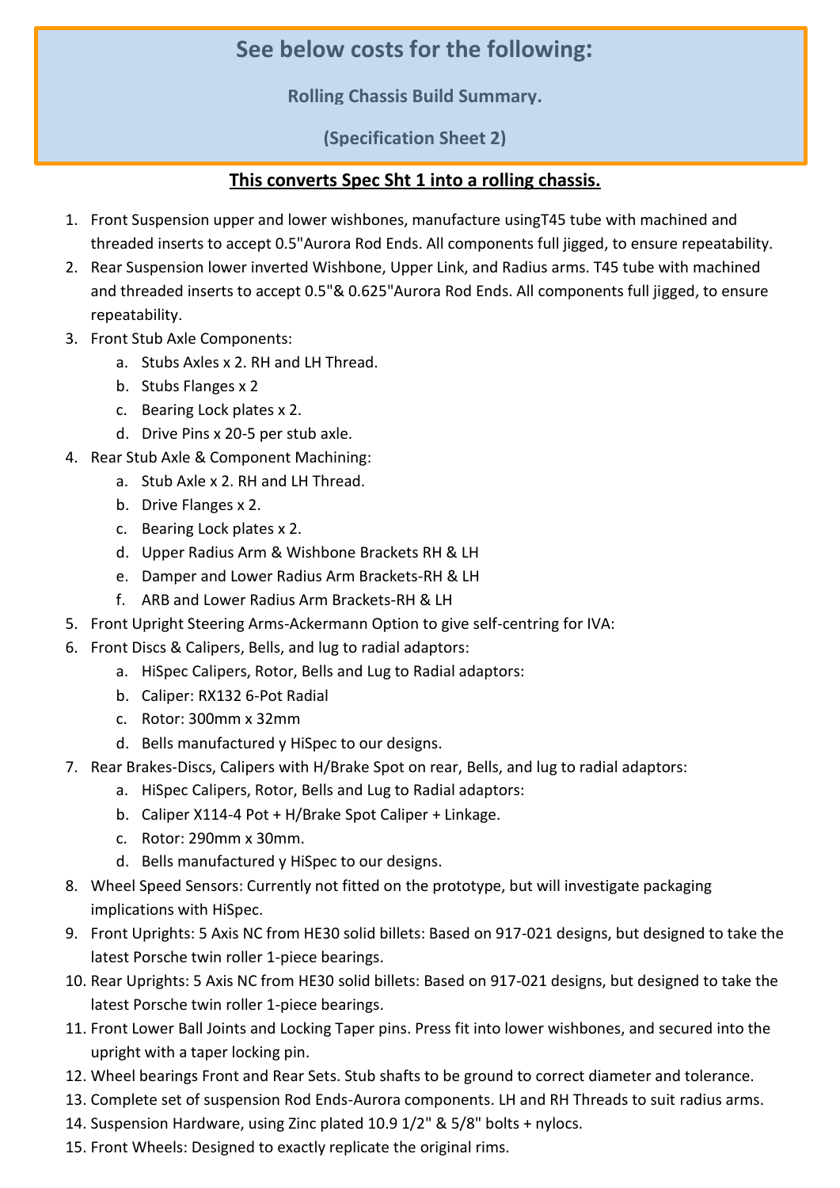## See below costs for the following:

### Rolling Chassis Build Summary.

### (Specification Sheet 2)

**<u>This converts Spec Sht 1 into a rolling chassis.</u>**

1. Front Suspension upper and lower wishbones, manufacture usingT45 tube with machined and threaded inserts to accept 0.5"Aurora Rod Ends. All components full jigged, to ensure repeatability.
2. Rear Suspension lower inverted Wishbone, Upper Link, and Radius arms. T45 tube with machined and threaded inserts to accept 0.5"& 0.625"Aurora Rod Ends. All components full jigged, to ensure repeatability.
3. Front Stub Axle Components:
    a. Stubs Axles x 2. RH and LH Thread.
    b. Stubs Flanges x 2
    c. Bearing Lock plates x 2.
    d. Drive Pins x 20-5 per stub axle.
4. Rear Stub Axle & Component Machining:
    a. Stub Axle x 2. RH and LH Thread.
    b. Drive Flanges x 2.
    c. Bearing Lock plates x 2.
    d. Upper Radius Arm & Wishbone Brackets RH & LH
    e. Damper and Lower Radius Arm Brackets-RH & LH
    f. ARB and Lower Radius Arm Brackets-RH & LH
5. Front Upright Steering Arms-Ackermann Option to give self-centring for IVA:
6. Front Discs & Calipers, Bells, and lug to radial adaptors:
    a. HiSpec Calipers, Rotor, Bells and Lug to Radial adaptors:
    b. Caliper: RX132 6-Pot Radial
    c. Rotor: 300mm x 32mm
    d. Bells manufactured y HiSpec to our designs.
7. Rear Brakes-Discs, Calipers with H/Brake Spot on rear, Bells, and lug to radial adaptors:
    a. HiSpec Calipers, Rotor, Bells and Lug to Radial adaptors:
    b. Caliper X114-4 Pot + H/Brake Spot Caliper + Linkage.
    c. Rotor: 290mm x 30mm.
    d. Bells manufactured y HiSpec to our designs.
8. Wheel Speed Sensors: Currently not fitted on the prototype, but will investigate packaging implications with HiSpec.
9. Front Uprights: 5 Axis NC from HE30 solid billets: Based on 917-021 designs, but designed to take the latest Porsche twin roller 1-piece bearings.
10. Rear Uprights: 5 Axis NC from HE30 solid billets: Based on 917-021 designs, but designed to take the latest Porsche twin roller 1-piece bearings.
11. Front Lower Ball Joints and Locking Taper pins. Press fit into lower wishbones, and secured into the upright with a taper locking pin.
12. Wheel bearings Front and Rear Sets. Stub shafts to be ground to correct diameter and tolerance.
13. Complete set of suspension Rod Ends-Aurora components. LH and RH Threads to suit radius arms.
14. Suspension Hardware, using Zinc plated 10.9 1/2" & 5/8" bolts + nylocs.
15. Front Wheels: Designed to exactly replicate the original rims.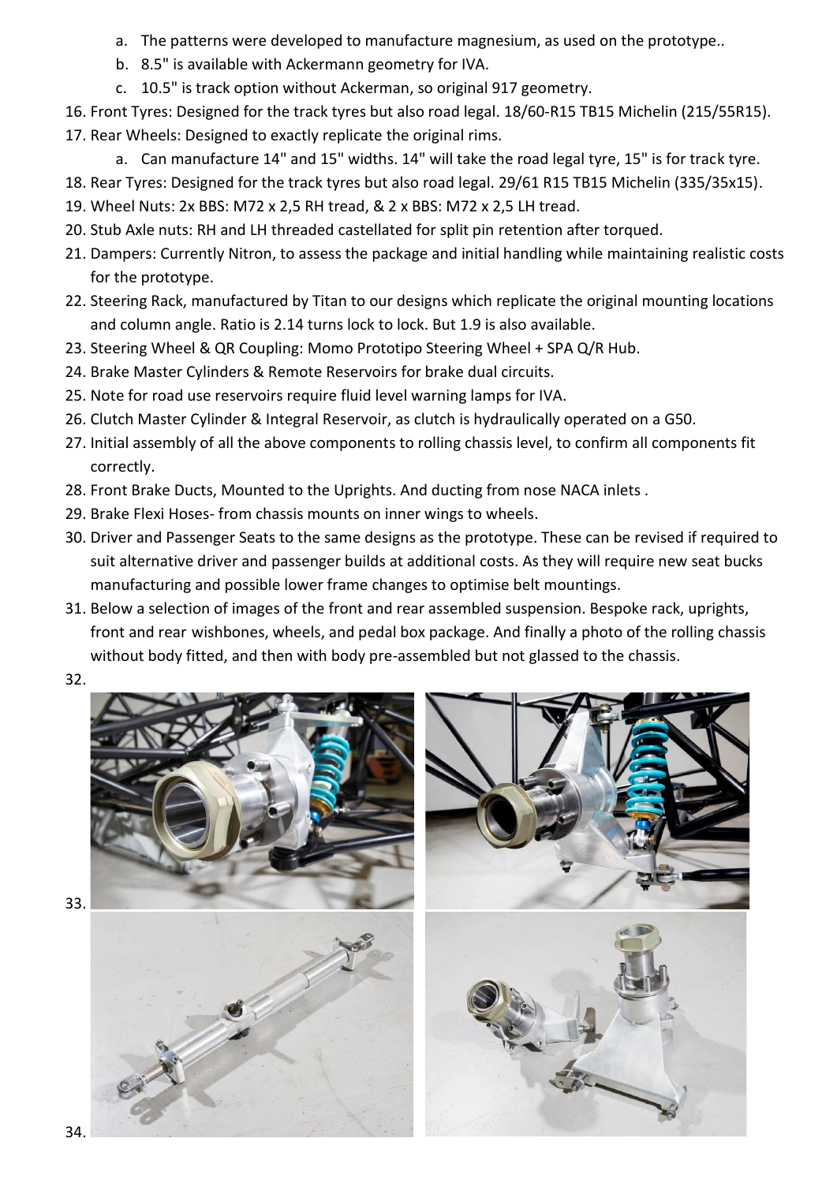a. The patterns were developed to manufacture magnesium, as used on the prototype..
   b. 8.5" is available with Ackermann geometry for IVA.
   c. 10.5" is track option without Ackerman, so original 917 geometry.

16. Front Tyres: Designed for the track tyres but also road legal. 18/60-R15 TB15 Michelin (215/55R15).
17. Rear Wheels: Designed to exactly replicate the original rims.
    a. Can manufacture 14" and 15" widths. 14" will take the road legal tyre, 15" is for track tyre.
18. Rear Tyres: Designed for the track tyres but also road legal. 29/61 R15 TB15 Michelin (335/35x15).
19. Wheel Nuts: 2x BBS: M72 x 2,5 RH tread, & 2 x BBS: M72 x 2,5 LH tread.
20. Stub Axle nuts: RH and LH threaded castellated for split pin retention after torqued.
21. Dampers: Currently Nitron, to assess the package and initial handling while maintaining realistic costs for the prototype.
22. Steering Rack, manufactured by Titan to our designs which replicate the original mounting locations and column angle. Ratio is 2.14 turns lock to lock. But 1.9 is also available.
23. Steering Wheel & QR Coupling: Momo Prototipo Steering Wheel + SPA Q/R Hub.
24. Brake Master Cylinders & Remote Reservoirs for brake dual circuits.
25. Note for road use reservoirs require fluid level warning lamps for IVA.
26. Clutch Master Cylinder & Integral Reservoir, as clutch is hydraulically operated on a G50.
27. Initial assembly of all the above components to rolling chassis level, to confirm all components fit correctly.
28. Front Brake Ducts, Mounted to the Uprights. And ducting from nose NACA inlets .
29. Brake Flexi Hoses- from chassis mounts on inner wings to wheels.
30. Driver and Passenger Seats to the same designs as the prototype. These can be revised if required to suit alternative driver and passenger builds at additional costs. As they will require new seat bucks manufacturing and possible lower frame changes to optimise belt mountings.
31. Below a selection of images of the front and rear assembled suspension. Bespoke rack, uprights, front and rear wishbones, wheels, and pedal box package. And finally a photo of the rolling chassis without body fitted, and then with body pre-assembled but not glassed to the chassis.
32.
33.
34.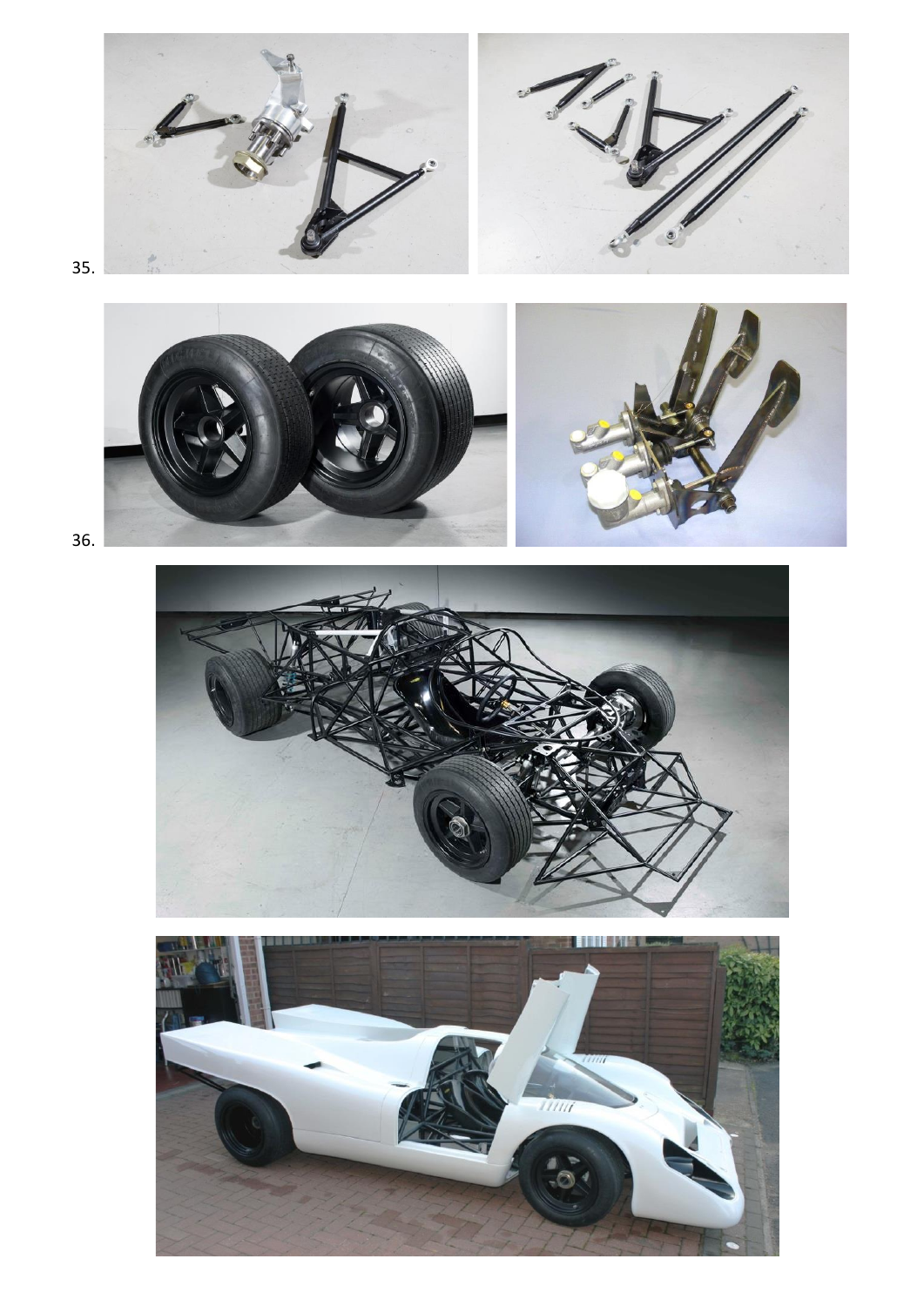35.

36.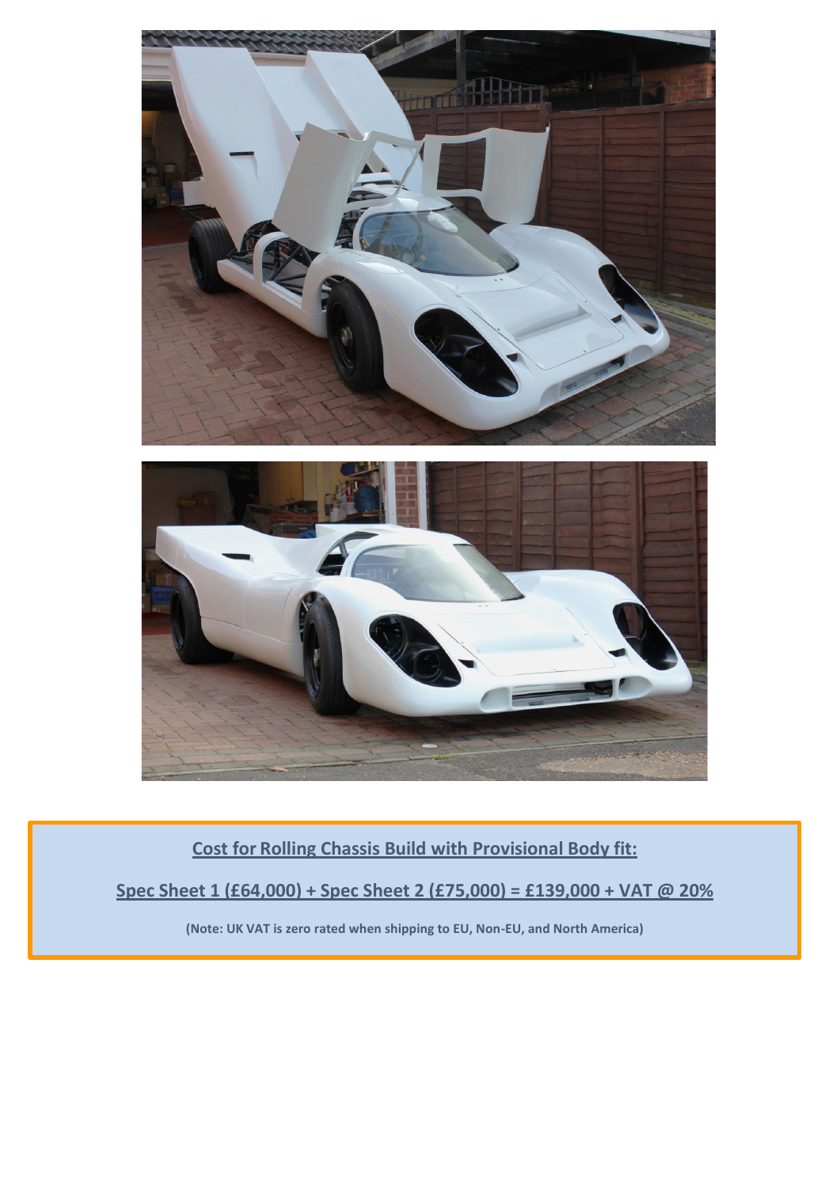**Cost for Rolling Chassis Build with Provisional Body fit:**

**Spec Sheet 1 (£64,000) + Spec Sheet 2 (£75,000) = £139,000 + VAT @ 20%**

**(Note: UK VAT is zero rated when shipping to EU, Non-EU, and North America)**